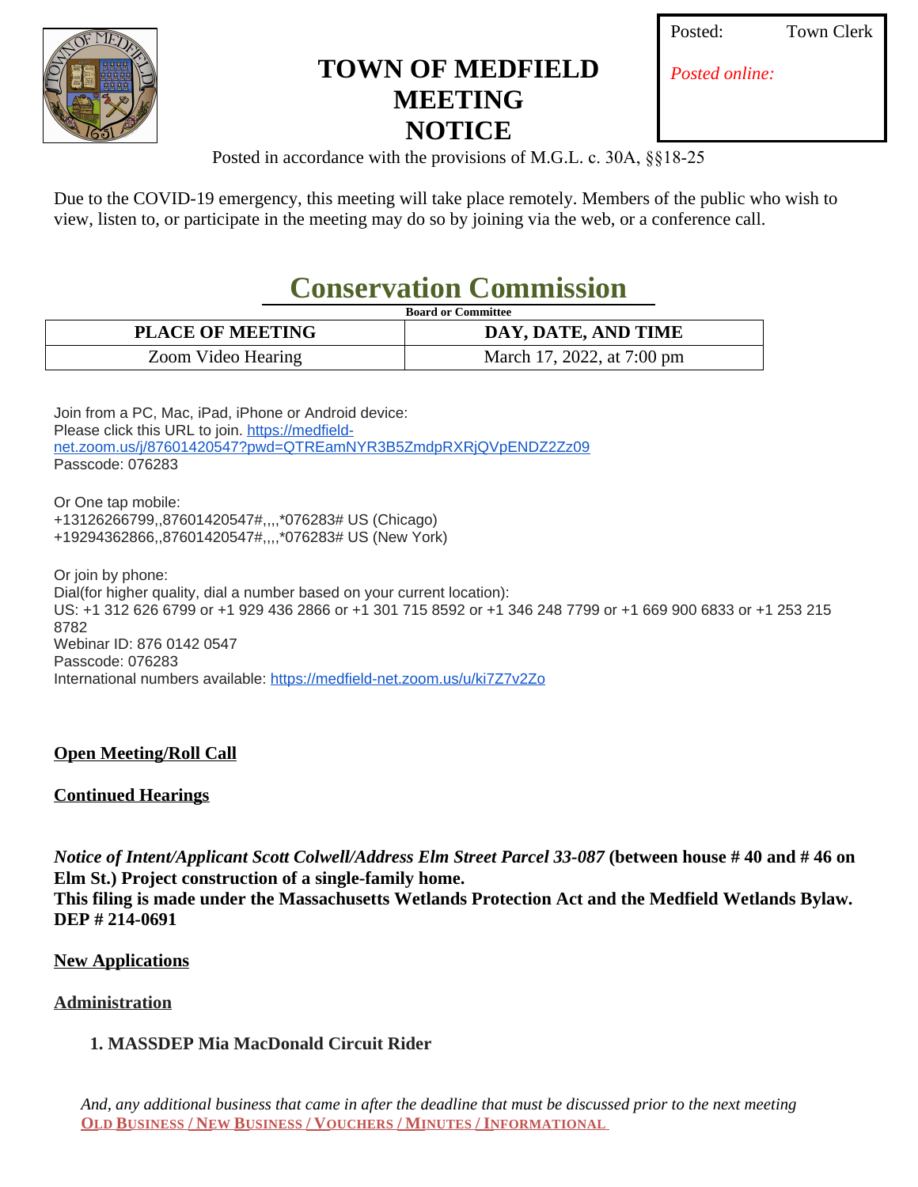# TOWN OF MEDFIELD MEETING NOTICE

| Posted: | Town Clerk |
| --- | --- |
| *Posted online:* | |

Posted in accordance with the provisions of M.G.L. c. 30A, §§18-25

Due to the COVID-19 emergency, this meeting will take place remotely. Members of the public who wish to view, listen to, or participate in the meeting may do so by joining via the web, or a conference call.

## Conservation Commission

Board or Committee

| PLACE OF MEETING | DAY, DATE, AND TIME |
| --- | --- |
| Zoom Video Hearing | March 17, 2022, at 7:00 pm |

Join from a PC, Mac, iPad, iPhone or Android device:
Please click this URL to join. https://medfield-net.zoom.us/j/87601420547?pwd=QTREamNYR3B5ZmdpRXRjQVpENDZ2Zz09
Passcode: 076283

Or One tap mobile:
+13126266799,,87601420547#,,,,*076283# US (Chicago)
+19294362866,,87601420547#,,,,*076283# US (New York)

Or join by phone:
Dial(for higher quality, dial a number based on your current location):
US: +1 312 626 6799 or +1 929 436 2866 or +1 301 715 8592 or +1 346 248 7799 or +1 669 900 6833 or +1 253 215 8782
Webinar ID: 876 0142 0547
Passcode: 076283
International numbers available: https://medfield-net.zoom.us/u/ki7Z7v2Zo

**Open Meeting/Roll Call**

**Continued Hearings**

***Notice of Intent/Applicant Scott Colwell/Address Elm Street Parcel 33-087*** **(between house # 40 and # 46 on Elm St.) Project construction of a single-family home.**
**This filing is made under the Massachusetts Wetlands Protection Act and the Medfield Wetlands Bylaw. DEP # 214-0691**

**New Applications**

**Administration**

1. **MASSDEP Mia MacDonald Circuit Rider**

*And, any additional business that came in after the deadline that must be discussed prior to the next meeting*
**OLD BUSINESS / NEW BUSINESS / VOUCHERS / MINUTES / INFORMATIONAL**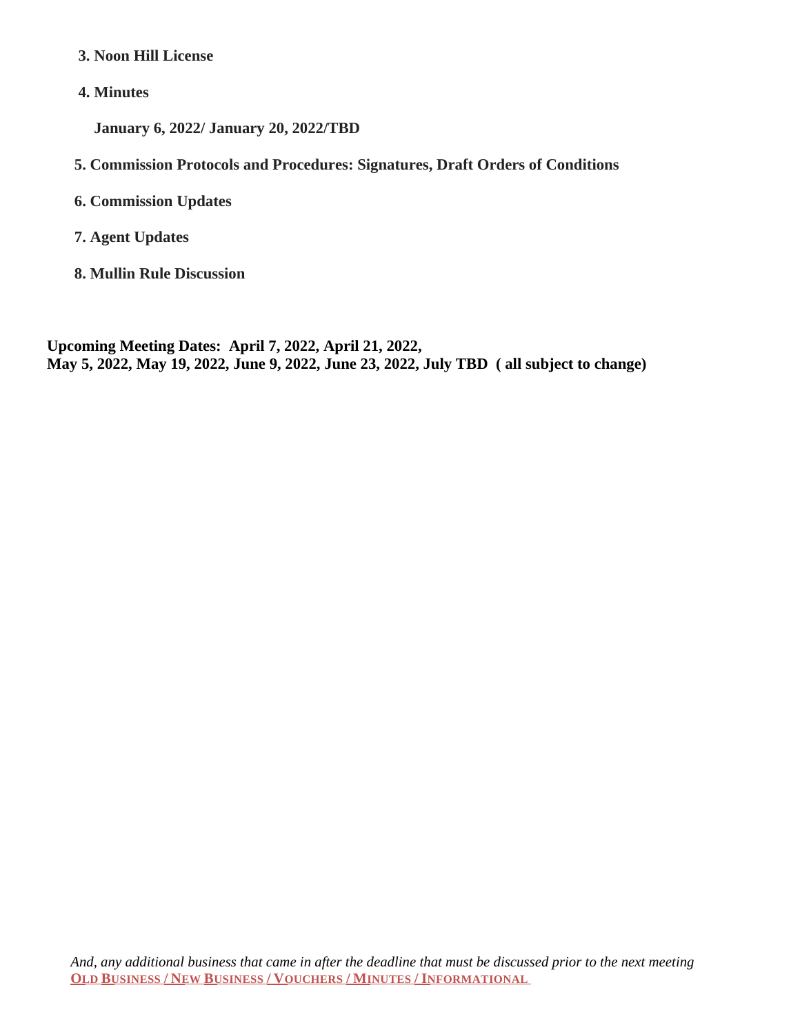**3. Noon Hill License**

**4. Minutes**

**January 6, 2022/ January 20, 2022/TBD**

**5. Commission Protocols and Procedures: Signatures, Draft Orders of Conditions**

**6. Commission Updates**

**7. Agent Updates**

**8. Mullin Rule Discussion**

**Upcoming Meeting Dates: April 7, 2022, April 21, 2022, May 5, 2022, May 19, 2022, June 9, 2022, June 23, 2022, July TBD ( all subject to change)**

*And, any additional business that came in after the deadline that must be discussed prior to the next meeting*

**OLD BUSINESS / NEW BUSINESS / VOUCHERS / MINUTES / INFORMATIONAL**